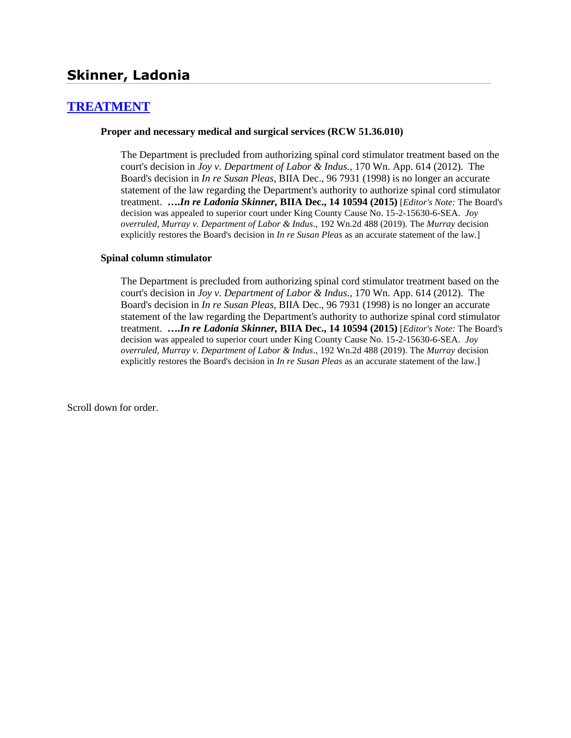# Skinner, Ladonia

## [TREATMENT]

### Proper and necessary medical and surgical services (RCW 51.36.010)

The Department is precluded from authorizing spinal cord stimulator treatment based on the court's decision in *Joy v. Department of Labor & Indus.*, 170 Wn. App. 614 (2012). The Board's decision in *In re Susan Pleas*, BIIA Dec., 96 7931 (1998) is no longer an accurate statement of the law regarding the Department's authority to authorize spinal cord stimulator treatment. ***….In re Ladonia Skinner,* BIIA Dec., 14 10594 (2015)** [*Editor's Note:* The Board's decision was appealed to superior court under King County Cause No. 15-2-15630-6-SEA. *Joy overruled, Murray v. Department of Labor & Indus*., 192 Wn.2d 488 (2019). The *Murray* decision explicitly restores the Board's decision in *In re Susan Pleas* as an accurate statement of the law.]

### Spinal column stimulator

The Department is precluded from authorizing spinal cord stimulator treatment based on the court's decision in *Joy v. Department of Labor & Indus.*, 170 Wn. App. 614 (2012). The Board's decision in *In re Susan Pleas*, BIIA Dec., 96 7931 (1998) is no longer an accurate statement of the law regarding the Department's authority to authorize spinal cord stimulator treatment. ***….In re Ladonia Skinner,* BIIA Dec., 14 10594 (2015)** [*Editor's Note:* The Board's decision was appealed to superior court under King County Cause No. 15-2-15630-6-SEA. *Joy overruled, Murray v. Department of Labor & Indus*., 192 Wn.2d 488 (2019). The *Murray* decision explicitly restores the Board's decision in *In re Susan Pleas* as an accurate statement of the law.]

Scroll down for order.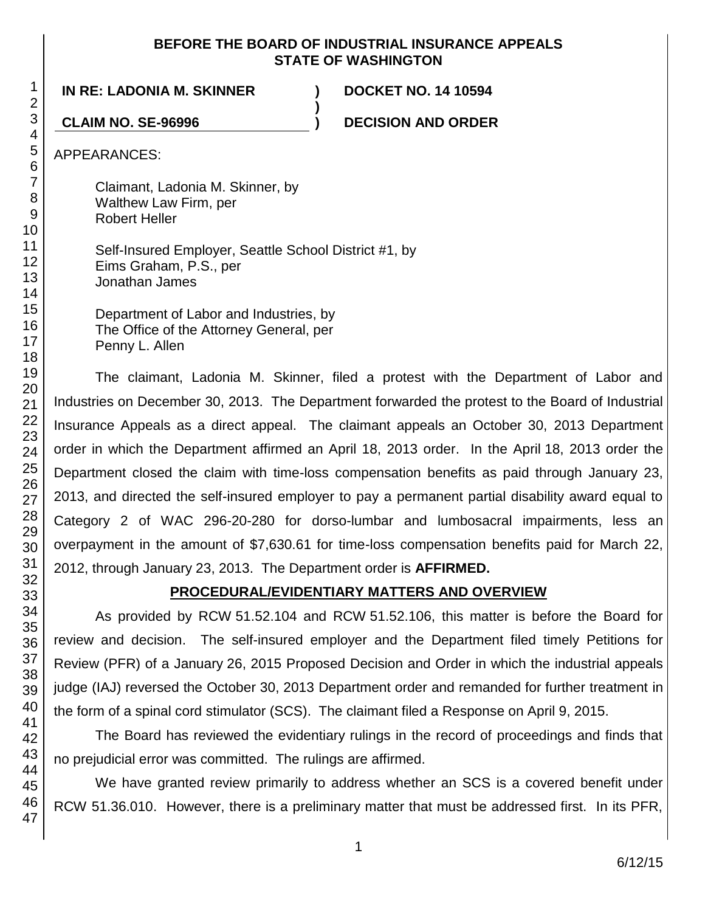**BEFORE THE BOARD OF INDUSTRIAL INSURANCE APPEALS**
**STATE OF WASHINGTON**

**IN RE: LADONIA M. SKINNER** ) **DOCKET NO. 14 10594**
)
**CLAIM NO. SE-96996** ) **DECISION AND ORDER**

APPEARANCES:

Claimant, Ladonia M. Skinner, by
Walthew Law Firm, per
Robert Heller

Self-Insured Employer, Seattle School District #1, by
Eims Graham, P.S., per
Jonathan James

Department of Labor and Industries, by
The Office of the Attorney General, per
Penny L. Allen

The claimant, Ladonia M. Skinner, filed a protest with the Department of Labor and Industries on December 30, 2013. The Department forwarded the protest to the Board of Industrial Insurance Appeals as a direct appeal. The claimant appeals an October 30, 2013 Department order in which the Department affirmed an April 18, 2013 order. In the April 18, 2013 order the Department closed the claim with time-loss compensation benefits as paid through January 23, 2013, and directed the self-insured employer to pay a permanent partial disability award equal to Category 2 of WAC 296-20-280 for dorso-lumbar and lumbosacral impairments, less an overpayment in the amount of $7,630.61 for time-loss compensation benefits paid for March 22, 2012, through January 23, 2013. The Department order is **AFFIRMED.**

## PROCEDURAL/EVIDENTIARY MATTERS AND OVERVIEW

As provided by RCW 51.52.104 and RCW 51.52.106, this matter is before the Board for review and decision. The self-insured employer and the Department filed timely Petitions for Review (PFR) of a January 26, 2015 Proposed Decision and Order in which the industrial appeals judge (IAJ) reversed the October 30, 2013 Department order and remanded for further treatment in the form of a spinal cord stimulator (SCS). The claimant filed a Response on April 9, 2015.

The Board has reviewed the evidentiary rulings in the record of proceedings and finds that no prejudicial error was committed. The rulings are affirmed.

We have granted review primarily to address whether an SCS is a covered benefit under RCW 51.36.010. However, there is a preliminary matter that must be addressed first. In its PFR,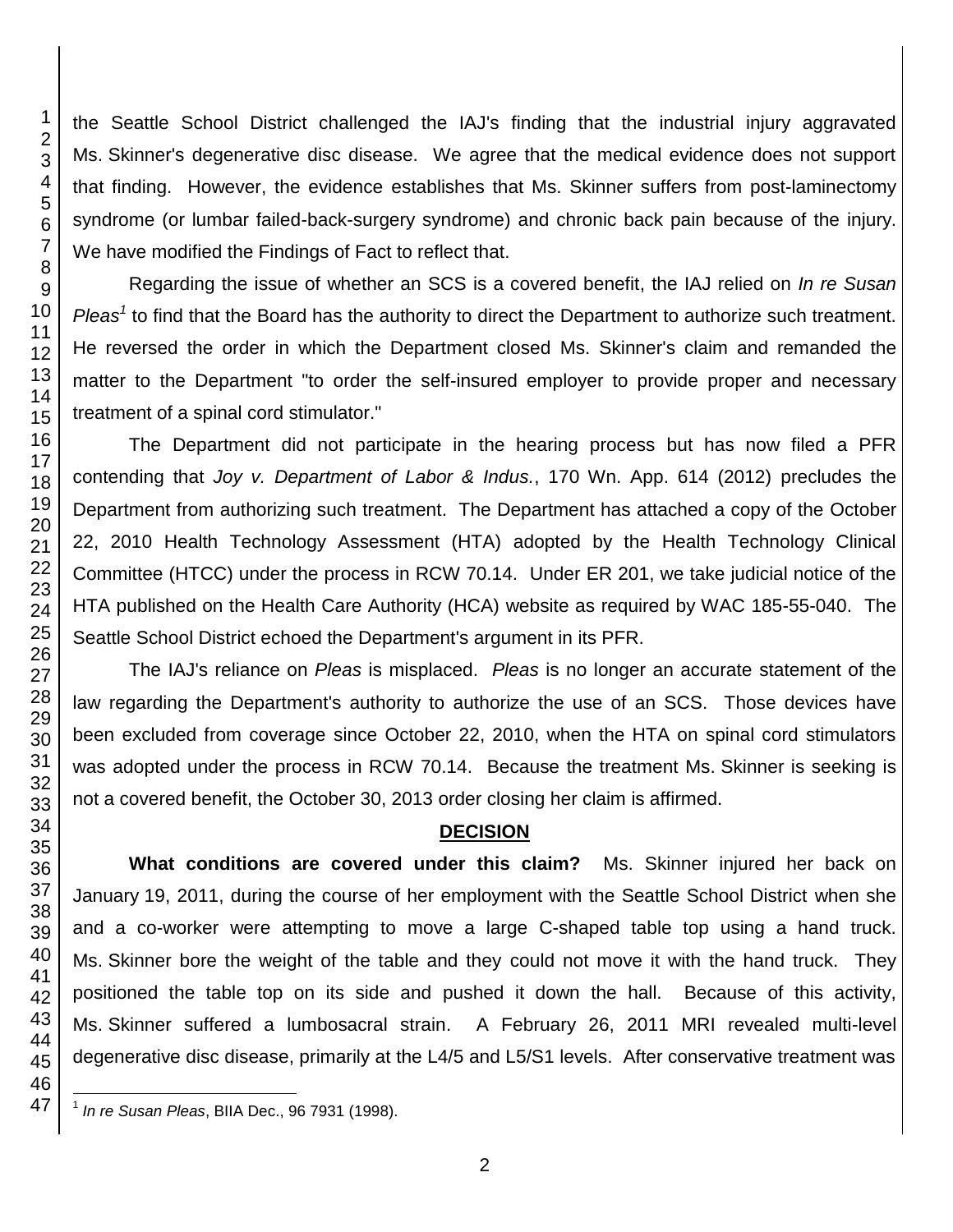the Seattle School District challenged the IAJ's finding that the industrial injury aggravated Ms. Skinner's degenerative disc disease. We agree that the medical evidence does not support that finding. However, the evidence establishes that Ms. Skinner suffers from post-laminectomy syndrome (or lumbar failed-back-surgery syndrome) and chronic back pain because of the injury. We have modified the Findings of Fact to reflect that.

Regarding the issue of whether an SCS is a covered benefit, the IAJ relied on *In re Susan Pleas*[1] to find that the Board has the authority to direct the Department to authorize such treatment. He reversed the order in which the Department closed Ms. Skinner's claim and remanded the matter to the Department "to order the self-insured employer to provide proper and necessary treatment of a spinal cord stimulator."

The Department did not participate in the hearing process but has now filed a PFR contending that *Joy v. Department of Labor & Indus.*, 170 Wn. App. 614 (2012) precludes the Department from authorizing such treatment. The Department has attached a copy of the October 22, 2010 Health Technology Assessment (HTA) adopted by the Health Technology Clinical Committee (HTCC) under the process in RCW 70.14. Under ER 201, we take judicial notice of the HTA published on the Health Care Authority (HCA) website as required by WAC 185-55-040. The Seattle School District echoed the Department's argument in its PFR.

The IAJ's reliance on *Pleas* is misplaced. *Pleas* is no longer an accurate statement of the law regarding the Department's authority to authorize the use of an SCS. Those devices have been excluded from coverage since October 22, 2010, when the HTA on spinal cord stimulators was adopted under the process in RCW 70.14. Because the treatment Ms. Skinner is seeking is not a covered benefit, the October 30, 2013 order closing her claim is affirmed.

## DECISION

**What conditions are covered under this claim?** Ms. Skinner injured her back on January 19, 2011, during the course of her employment with the Seattle School District when she and a co-worker were attempting to move a large C-shaped table top using a hand truck. Ms. Skinner bore the weight of the table and they could not move it with the hand truck. They positioned the table top on its side and pushed it down the hall. Because of this activity, Ms. Skinner suffered a lumbosacral strain. A February 26, 2011 MRI revealed multi-level degenerative disc disease, primarily at the L4/5 and L5/S1 levels. After conservative treatment was

[1] *In re Susan Pleas*, BIIA Dec., 96 7931 (1998).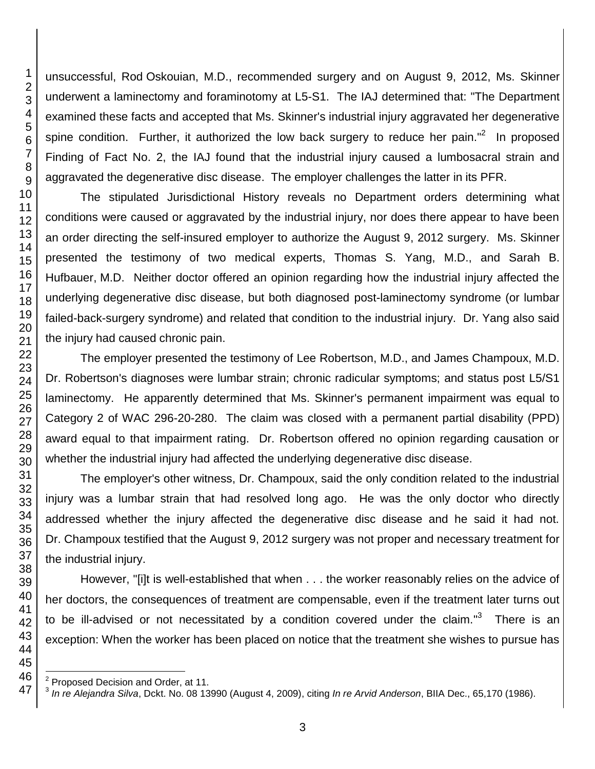unsuccessful, Rod Oskouian, M.D., recommended surgery and on August 9, 2012, Ms. Skinner underwent a laminectomy and foraminotomy at L5-S1. The IAJ determined that: "The Department examined these facts and accepted that Ms. Skinner's industrial injury aggravated her degenerative spine condition. Further, it authorized the low back surgery to reduce her pain."[2] In proposed Finding of Fact No. 2, the IAJ found that the industrial injury caused a lumbosacral strain and aggravated the degenerative disc disease. The employer challenges the latter in its PFR.

The stipulated Jurisdictional History reveals no Department orders determining what conditions were caused or aggravated by the industrial injury, nor does there appear to have been an order directing the self-insured employer to authorize the August 9, 2012 surgery. Ms. Skinner presented the testimony of two medical experts, Thomas S. Yang, M.D., and Sarah B. Hufbauer, M.D. Neither doctor offered an opinion regarding how the industrial injury affected the underlying degenerative disc disease, but both diagnosed post-laminectomy syndrome (or lumbar failed-back-surgery syndrome) and related that condition to the industrial injury. Dr. Yang also said the injury had caused chronic pain.

The employer presented the testimony of Lee Robertson, M.D., and James Champoux, M.D. Dr. Robertson's diagnoses were lumbar strain; chronic radicular symptoms; and status post L5/S1 laminectomy. He apparently determined that Ms. Skinner's permanent impairment was equal to Category 2 of WAC 296-20-280. The claim was closed with a permanent partial disability (PPD) award equal to that impairment rating. Dr. Robertson offered no opinion regarding causation or whether the industrial injury had affected the underlying degenerative disc disease.

The employer's other witness, Dr. Champoux, said the only condition related to the industrial injury was a lumbar strain that had resolved long ago. He was the only doctor who directly addressed whether the injury affected the degenerative disc disease and he said it had not. Dr. Champoux testified that the August 9, 2012 surgery was not proper and necessary treatment for the industrial injury.

However, "[i]t is well-established that when . . . the worker reasonably relies on the advice of her doctors, the consequences of treatment are compensable, even if the treatment later turns out to be ill-advised or not necessitated by a condition covered under the claim."[3] There is an exception: When the worker has been placed on notice that the treatment she wishes to pursue has

[2] Proposed Decision and Order, at 11.
[3] *In re Alejandra Silva*, Dckt. No. 08 13990 (August 4, 2009), citing *In re Arvid Anderson*, BIIA Dec., 65,170 (1986).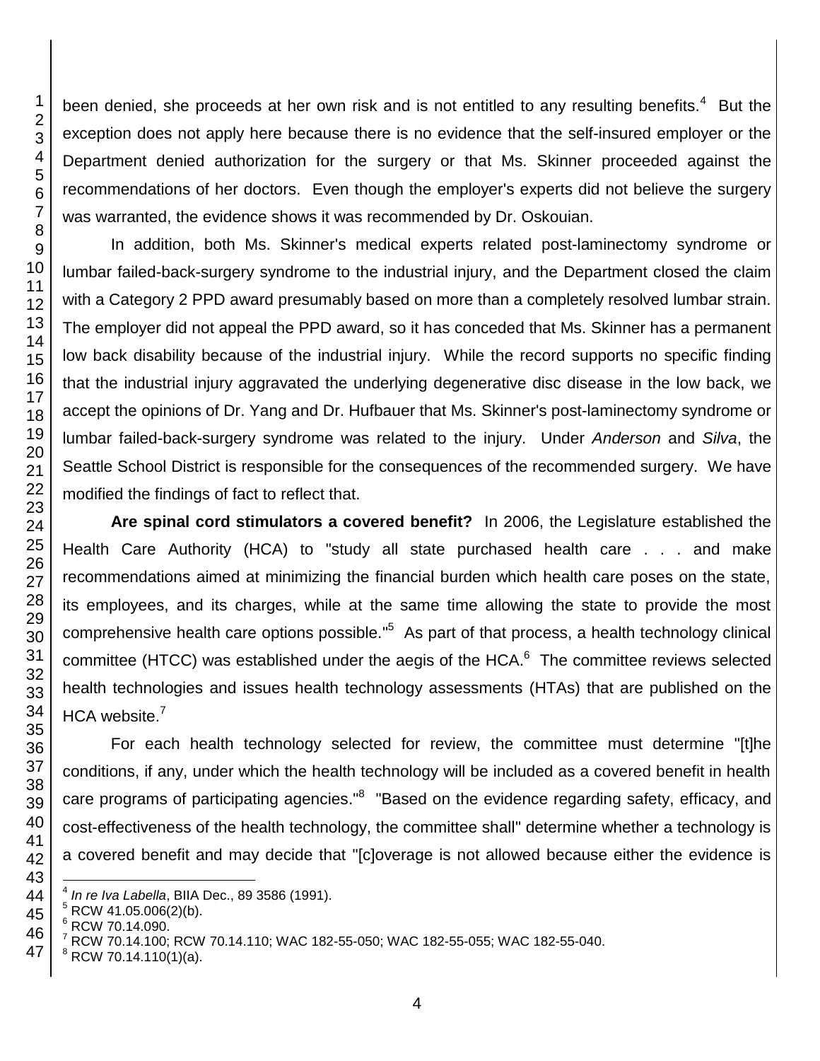been denied, she proceeds at her own risk and is not entitled to any resulting benefits.[4] But the exception does not apply here because there is no evidence that the self-insured employer or the Department denied authorization for the surgery or that Ms. Skinner proceeded against the recommendations of her doctors. Even though the employer's experts did not believe the surgery was warranted, the evidence shows it was recommended by Dr. Oskouian.

In addition, both Ms. Skinner's medical experts related post-laminectomy syndrome or lumbar failed-back-surgery syndrome to the industrial injury, and the Department closed the claim with a Category 2 PPD award presumably based on more than a completely resolved lumbar strain. The employer did not appeal the PPD award, so it has conceded that Ms. Skinner has a permanent low back disability because of the industrial injury. While the record supports no specific finding that the industrial injury aggravated the underlying degenerative disc disease in the low back, we accept the opinions of Dr. Yang and Dr. Hufbauer that Ms. Skinner's post-laminectomy syndrome or lumbar failed-back-surgery syndrome was related to the injury. Under *Anderson* and *Silva*, the Seattle School District is responsible for the consequences of the recommended surgery. We have modified the findings of fact to reflect that.

**Are spinal cord stimulators a covered benefit?** In 2006, the Legislature established the Health Care Authority (HCA) to "study all state purchased health care . . . and make recommendations aimed at minimizing the financial burden which health care poses on the state, its employees, and its charges, while at the same time allowing the state to provide the most comprehensive health care options possible."[5] As part of that process, a health technology clinical committee (HTCC) was established under the aegis of the HCA.[6] The committee reviews selected health technologies and issues health technology assessments (HTAs) that are published on the HCA website.[7]

For each health technology selected for review, the committee must determine "[t]he conditions, if any, under which the health technology will be included as a covered benefit in health care programs of participating agencies."[8] "Based on the evidence regarding safety, efficacy, and cost-effectiveness of the health technology, the committee shall" determine whether a technology is a covered benefit and may decide that "[c]overage is not allowed because either the evidence is

---

[4] *In re Iva Labella*, BIIA Dec., 89 3586 (1991).

[5] RCW 41.05.006(2)(b).

[6] RCW 70.14.090.

[7] RCW 70.14.100; RCW 70.14.110; WAC 182-55-050; WAC 182-55-055; WAC 182-55-040.

[8] RCW 70.14.110(1)(a).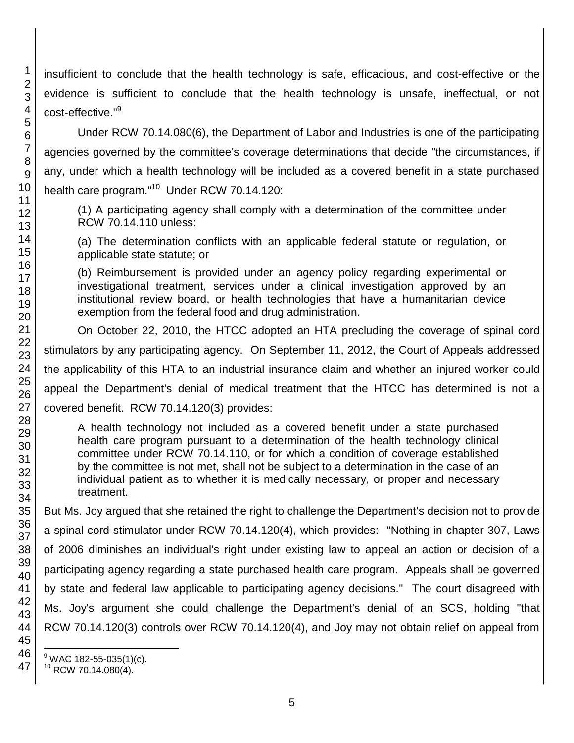insufficient to conclude that the health technology is safe, efficacious, and cost-effective or the evidence is sufficient to conclude that the health technology is unsafe, ineffectual, or not cost-effective."[9]

Under RCW 70.14.080(6), the Department of Labor and Industries is one of the participating agencies governed by the committee's coverage determinations that decide "the circumstances, if any, under which a health technology will be included as a covered benefit in a state purchased health care program."[10] Under RCW 70.14.120:

> (1) A participating agency shall comply with a determination of the committee under RCW 70.14.110 unless:
>
> (a) The determination conflicts with an applicable federal statute or regulation, or applicable state statute; or
>
> (b) Reimbursement is provided under an agency policy regarding experimental or investigational treatment, services under a clinical investigation approved by an institutional review board, or health technologies that have a humanitarian device exemption from the federal food and drug administration.

On October 22, 2010, the HTCC adopted an HTA precluding the coverage of spinal cord stimulators by any participating agency. On September 11, 2012, the Court of Appeals addressed the applicability of this HTA to an industrial insurance claim and whether an injured worker could appeal the Department's denial of medical treatment that the HTCC has determined is not a covered benefit. RCW 70.14.120(3) provides:

> A health technology not included as a covered benefit under a state purchased health care program pursuant to a determination of the health technology clinical committee under RCW 70.14.110, or for which a condition of coverage established by the committee is not met, shall not be subject to a determination in the case of an individual patient as to whether it is medically necessary, or proper and necessary treatment.

But Ms. Joy argued that she retained the right to challenge the Department's decision not to provide a spinal cord stimulator under RCW 70.14.120(4), which provides: "Nothing in chapter 307, Laws of 2006 diminishes an individual's right under existing law to appeal an action or decision of a participating agency regarding a state purchased health care program. Appeals shall be governed by state and federal law applicable to participating agency decisions." The court disagreed with Ms. Joy's argument she could challenge the Department's denial of an SCS, holding "that RCW 70.14.120(3) controls over RCW 70.14.120(4), and Joy may not obtain relief on appeal from

---

[9] WAC 182-55-035(1)(c).

[10] RCW 70.14.080(4).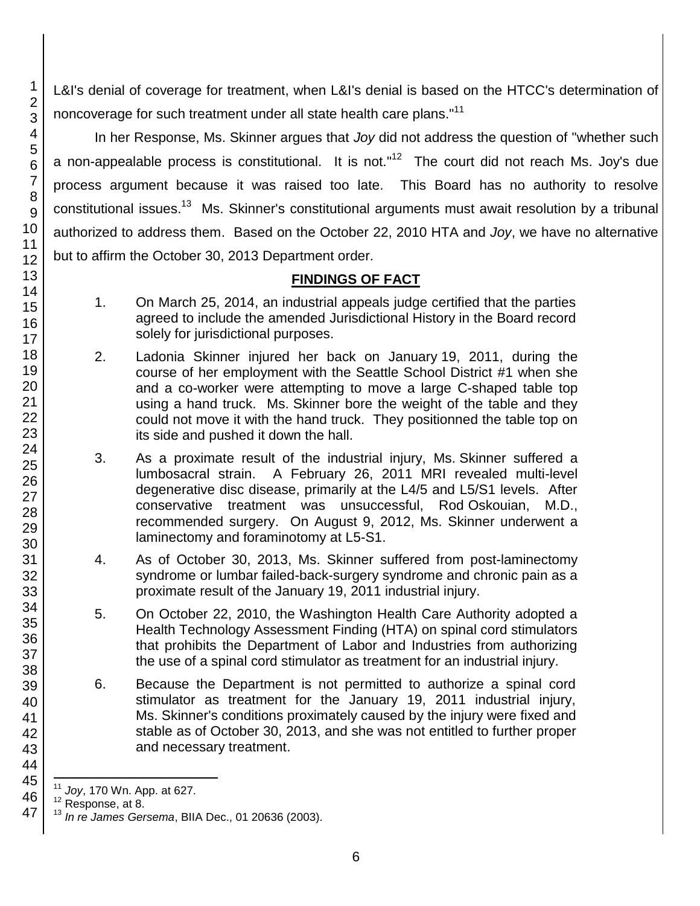L&I's denial of coverage for treatment, when L&I's denial is based on the HTCC's determination of noncoverage for such treatment under all state health care plans."[11]

In her Response, Ms. Skinner argues that *Joy* did not address the question of "whether such a non-appealable process is constitutional. It is not."[12] The court did not reach Ms. Joy's due process argument because it was raised too late. This Board has no authority to resolve constitutional issues.[13] Ms. Skinner's constitutional arguments must await resolution by a tribunal authorized to address them. Based on the October 22, 2010 HTA and *Joy*, we have no alternative but to affirm the October 30, 2013 Department order.

## FINDINGS OF FACT

1. On March 25, 2014, an industrial appeals judge certified that the parties agreed to include the amended Jurisdictional History in the Board record solely for jurisdictional purposes.

2. Ladonia Skinner injured her back on January 19, 2011, during the course of her employment with the Seattle School District #1 when she and a co-worker were attempting to move a large C-shaped table top using a hand truck. Ms. Skinner bore the weight of the table and they could not move it with the hand truck. They positionned the table top on its side and pushed it down the hall.

3. As a proximate result of the industrial injury, Ms. Skinner suffered a lumbosacral strain. A February 26, 2011 MRI revealed multi-level degenerative disc disease, primarily at the L4/5 and L5/S1 levels. After conservative treatment was unsuccessful, Rod Oskouian, M.D., recommended surgery. On August 9, 2012, Ms. Skinner underwent a laminectomy and foraminotomy at L5-S1.

4. As of October 30, 2013, Ms. Skinner suffered from post-laminectomy syndrome or lumbar failed-back-surgery syndrome and chronic pain as a proximate result of the January 19, 2011 industrial injury.

5. On October 22, 2010, the Washington Health Care Authority adopted a Health Technology Assessment Finding (HTA) on spinal cord stimulators that prohibits the Department of Labor and Industries from authorizing the use of a spinal cord stimulator as treatment for an industrial injury.

6. Because the Department is not permitted to authorize a spinal cord stimulator as treatment for the January 19, 2011 industrial injury, Ms. Skinner's conditions proximately caused by the injury were fixed and stable as of October 30, 2013, and she was not entitled to further proper and necessary treatment.

---

[11] *Joy*, 170 Wn. App. at 627.

[12] Response, at 8.

[13] *In re James Gersema*, BIIA Dec., 01 20636 (2003).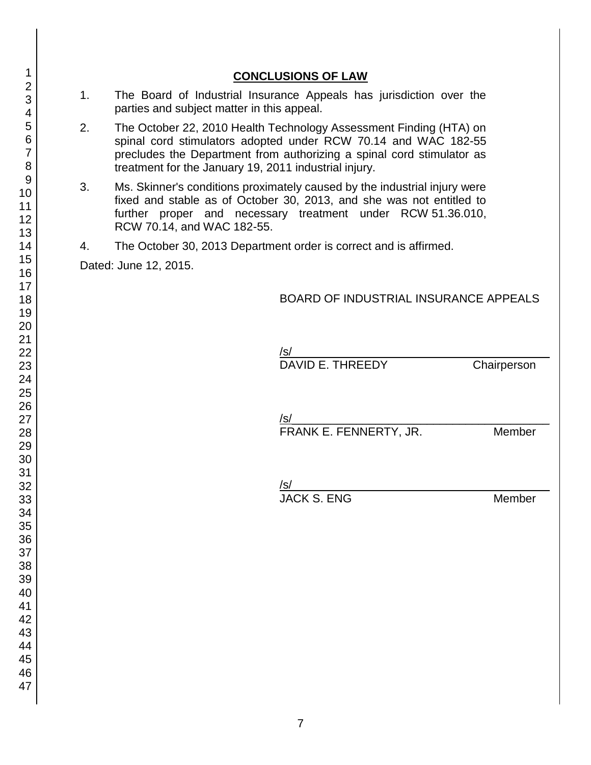## CONCLUSIONS OF LAW

1. The Board of Industrial Insurance Appeals has jurisdiction over the parties and subject matter in this appeal.

2. The October 22, 2010 Health Technology Assessment Finding (HTA) on spinal cord stimulators adopted under RCW 70.14 and WAC 182-55 precludes the Department from authorizing a spinal cord stimulator as treatment for the January 19, 2011 industrial injury.

3. Ms. Skinner's conditions proximately caused by the industrial injury were fixed and stable as of October 30, 2013, and she was not entitled to further proper and necessary treatment under RCW 51.36.010, RCW 70.14, and WAC 182-55.

4. The October 30, 2013 Department order is correct and is affirmed.

Dated: June 12, 2015.

BOARD OF INDUSTRIAL INSURANCE APPEALS

/s/
DAVID E. THREEDY Chairperson

/s/
FRANK E. FENNERTY, JR. Member

/s/
JACK S. ENG Member